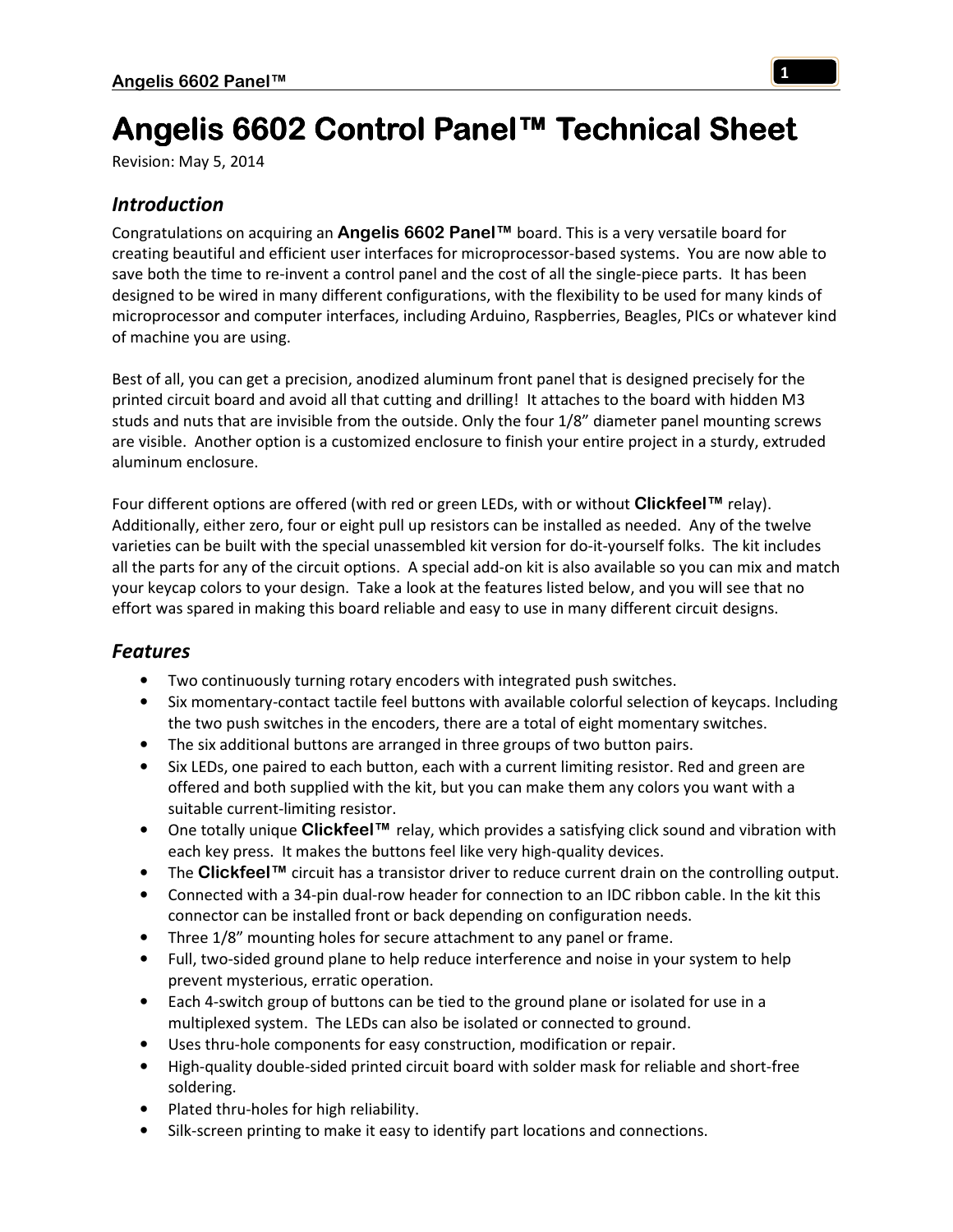# Angelis 6602 Control Panel™ Technical Sheet

Revision: May 5, 2014

## *Introduction*

Congratulations on acquiring an **Angelis 6602 Panel™** board. This is a very versatile board for creating beautiful and efficient user interfaces for microprocessor-based systems. You are now able to save both the time to re-invent a control panel and the cost of all the single-piece parts. It has been designed to be wired in many different configurations, with the flexibility to be used for many kinds of microprocessor and computer interfaces, including Arduino, Raspberries, Beagles, PICs or whatever kind of machine you are using.

Best of all, you can get a precision, anodized aluminum front panel that is designed precisely for the printed circuit board and avoid all that cutting and drilling! It attaches to the board with hidden M3 studs and nuts that are invisible from the outside. Only the four 1/8" diameter panel mounting screws are visible. Another option is a customized enclosure to finish your entire project in a sturdy, extruded aluminum enclosure.

Four different options are offered (with red or green LEDs, with or without **Clickfeel™** relay). Additionally, either zero, four or eight pull up resistors can be installed as needed. Any of the twelve varieties can be built with the special unassembled kit version for do-it-yourself folks. The kit includes all the parts for any of the circuit options. A special add-on kit is also available so you can mix and match your keycap colors to your design. Take a look at the features listed below, and you will see that no effort was spared in making this board reliable and easy to use in many different circuit designs.

## *Features*

- Two continuously turning rotary encoders with integrated push switches.
- Six momentary-contact tactile feel buttons with available colorful selection of keycaps. Including the two push switches in the encoders, there are a total of eight momentary switches.
- The six additional buttons are arranged in three groups of two button pairs.
- Six LEDs, one paired to each button, each with a current limiting resistor. Red and green are offered and both supplied with the kit, but you can make them any colors you want with a suitable current-limiting resistor.
- One totally unique **Clickfeel™** relay, which provides a satisfying click sound and vibration with each key press. It makes the buttons feel like very high-quality devices.
- The **Clickfeel™** circuit has a transistor driver to reduce current drain on the controlling output.
- Connected with a 34-pin dual-row header for connection to an IDC ribbon cable. In the kit this connector can be installed front or back depending on configuration needs.
- Three 1/8" mounting holes for secure attachment to any panel or frame.
- Full, two-sided ground plane to help reduce interference and noise in your system to help prevent mysterious, erratic operation.
- Each 4-switch group of buttons can be tied to the ground plane or isolated for use in a multiplexed system. The LEDs can also be isolated or connected to ground.
- Uses thru-hole components for easy construction, modification or repair.
- High-quality double-sided printed circuit board with solder mask for reliable and short-free soldering.
- Plated thru-holes for high reliability.
- Silk-screen printing to make it easy to identify part locations and connections.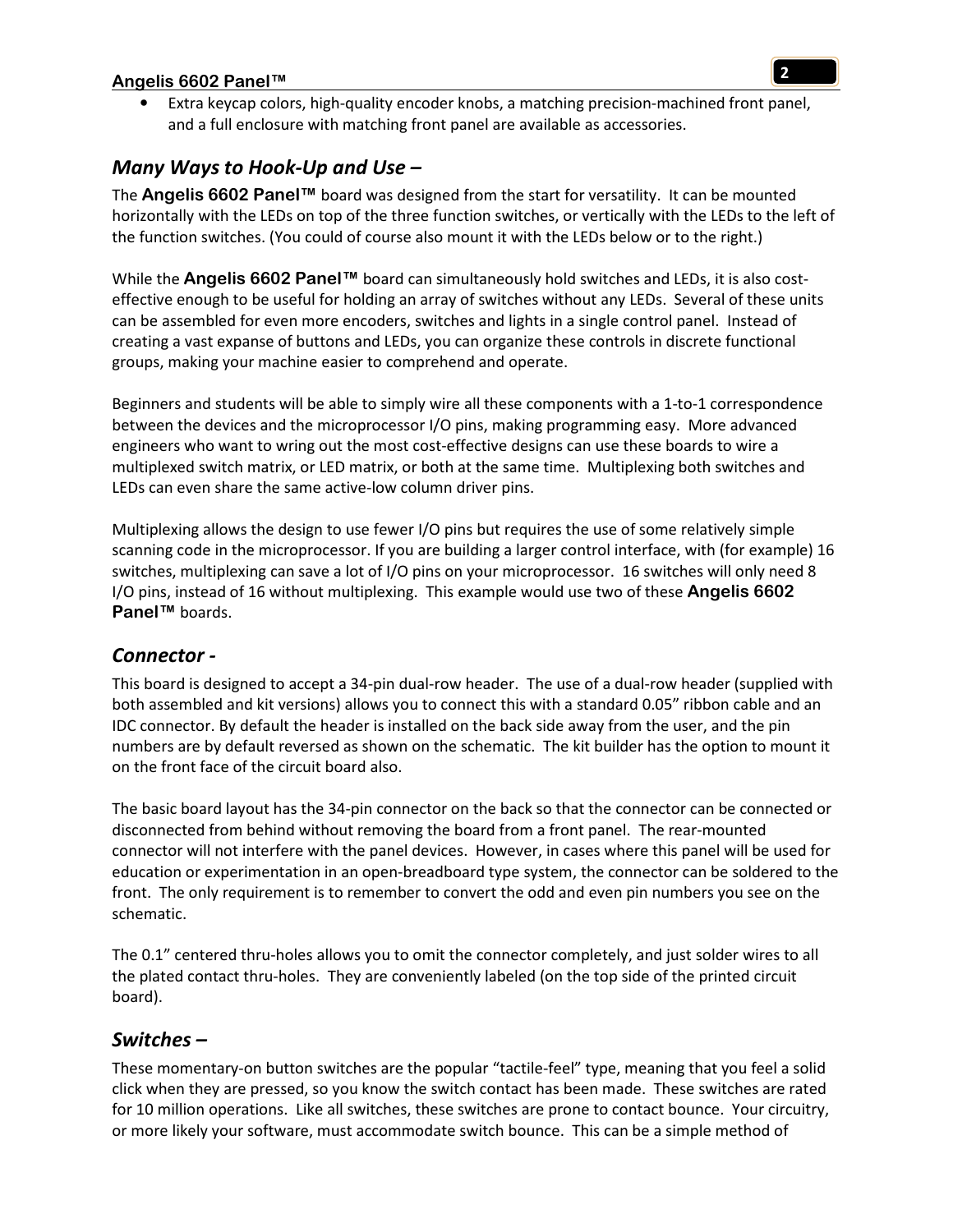- Extra keycap colors, high-quality encoder knobs, a matching precision-machined front panel, and a full enclosure with matching front panel are available as accessories.

## *Many Ways to Hook-Up and Use –*

The **Angelis 6602 Panel™** board was designed from the start for versatility. It can be mounted horizontally with the LEDs on top of the three function switches, or vertically with the LEDs to the left of the function switches. (You could of course also mount it with the LEDs below or to the right.)

While the **Angelis 6602 Panel™** board can simultaneously hold switches and LEDs, it is also cost-effective enough to be useful for holding an array of switches without any LEDs. Several of these units can be assembled for even more encoders, switches and lights in a single control panel. Instead of creating a vast expanse of buttons and LEDs, you can organize these controls in discrete functional groups, making your machine easier to comprehend and operate.

Beginners and students will be able to simply wire all these components with a 1-to-1 correspondence between the devices and the microprocessor I/O pins, making programming easy. More advanced engineers who want to wring out the most cost-effective designs can use these boards to wire a multiplexed switch matrix, or LED matrix, or both at the same time. Multiplexing both switches and LEDs can even share the same active-low column driver pins.

Multiplexing allows the design to use fewer I/O pins but requires the use of some relatively simple scanning code in the microprocessor. If you are building a larger control interface, with (for example) 16 switches, multiplexing can save a lot of I/O pins on your microprocessor. 16 switches will only need 8 I/O pins, instead of 16 without multiplexing. This example would use two of these **Angelis 6602 Panel™** boards.

## *Connector -*

This board is designed to accept a 34-pin dual-row header. The use of a dual-row header (supplied with both assembled and kit versions) allows you to connect this with a standard 0.05" ribbon cable and an IDC connector. By default the header is installed on the back side away from the user, and the pin numbers are by default reversed as shown on the schematic. The kit builder has the option to mount it on the front face of the circuit board also.

The basic board layout has the 34-pin connector on the back so that the connector can be connected or disconnected from behind without removing the board from a front panel. The rear-mounted connector will not interfere with the panel devices. However, in cases where this panel will be used for education or experimentation in an open-breadboard type system, the connector can be soldered to the front. The only requirement is to remember to convert the odd and even pin numbers you see on the schematic.

The 0.1" centered thru-holes allows you to omit the connector completely, and just solder wires to all the plated contact thru-holes. They are conveniently labeled (on the top side of the printed circuit board).

## *Switches –*

These momentary-on button switches are the popular "tactile-feel" type, meaning that you feel a solid click when they are pressed, so you know the switch contact has been made. These switches are rated for 10 million operations. Like all switches, these switches are prone to contact bounce. Your circuitry, or more likely your software, must accommodate switch bounce. This can be a simple method of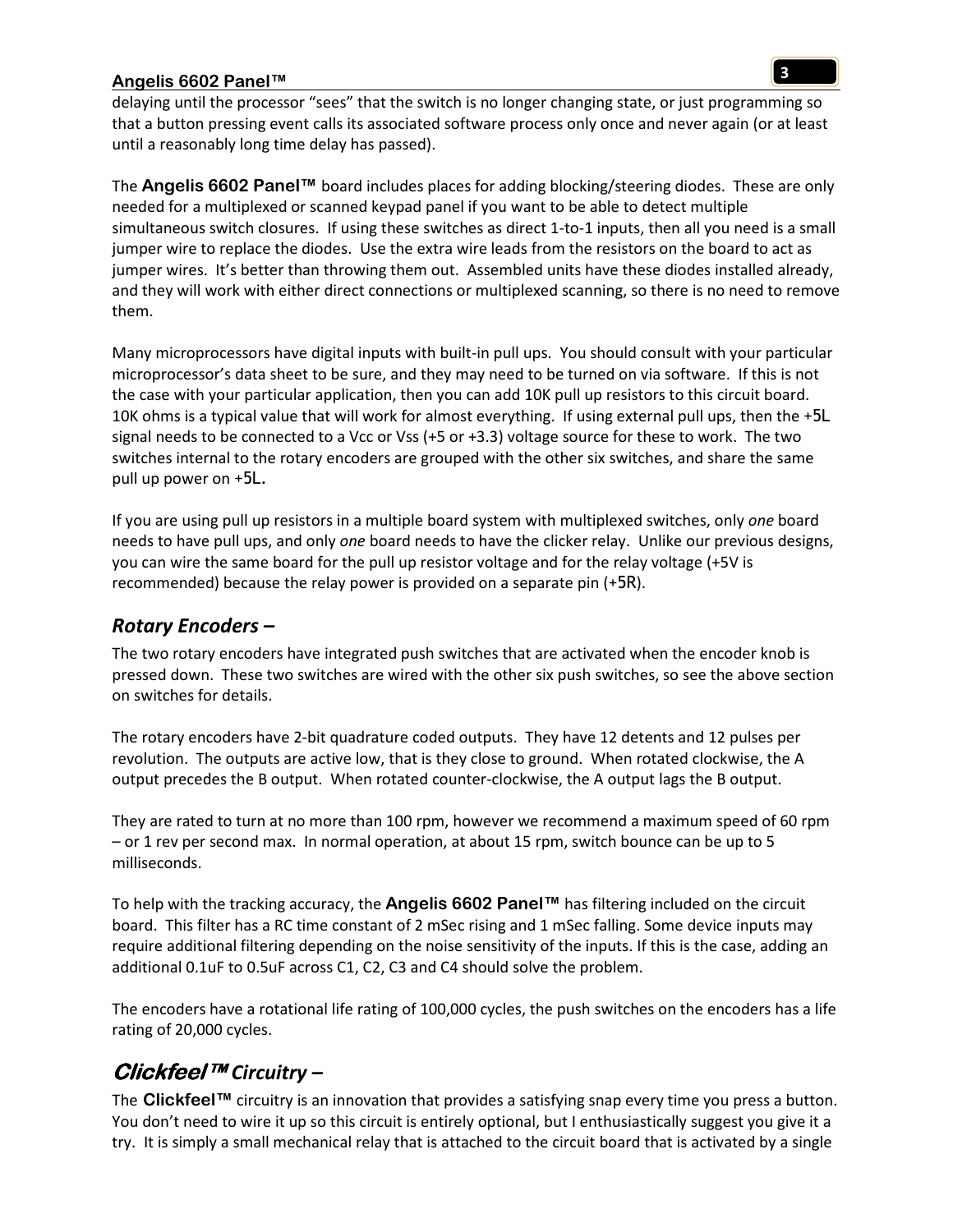delaying until the processor "sees" that the switch is no longer changing state, or just programming so that a button pressing event calls its associated software process only once and never again (or at least until a reasonably long time delay has passed).

The **Angelis 6602 Panel™** board includes places for adding blocking/steering diodes. These are only needed for a multiplexed or scanned keypad panel if you want to be able to detect multiple simultaneous switch closures. If using these switches as direct 1-to-1 inputs, then all you need is a small jumper wire to replace the diodes. Use the extra wire leads from the resistors on the board to act as jumper wires. It's better than throwing them out. Assembled units have these diodes installed already, and they will work with either direct connections or multiplexed scanning, so there is no need to remove them.

Many microprocessors have digital inputs with built-in pull ups. You should consult with your particular microprocessor's data sheet to be sure, and they may need to be turned on via software. If this is not the case with your particular application, then you can add 10K pull up resistors to this circuit board. 10K ohms is a typical value that will work for almost everything. If using external pull ups, then the +5L signal needs to be connected to a Vcc or Vss (+5 or +3.3) voltage source for these to work. The two switches internal to the rotary encoders are grouped with the other six switches, and share the same pull up power on +5L.

If you are using pull up resistors in a multiple board system with multiplexed switches, only *one* board needs to have pull ups, and only *one* board needs to have the clicker relay. Unlike our previous designs, you can wire the same board for the pull up resistor voltage and for the relay voltage (+5V is recommended) because the relay power is provided on a separate pin (+5R).

## *Rotary Encoders –*

The two rotary encoders have integrated push switches that are activated when the encoder knob is pressed down. These two switches are wired with the other six push switches, so see the above section on switches for details.

The rotary encoders have 2-bit quadrature coded outputs. They have 12 detents and 12 pulses per revolution. The outputs are active low, that is they close to ground. When rotated clockwise, the A output precedes the B output. When rotated counter-clockwise, the A output lags the B output.

They are rated to turn at no more than 100 rpm, however we recommend a maximum speed of 60 rpm – or 1 rev per second max. In normal operation, at about 15 rpm, switch bounce can be up to 5 milliseconds.

To help with the tracking accuracy, the **Angelis 6602 Panel™** has filtering included on the circuit board. This filter has a RC time constant of 2 mSec rising and 1 mSec falling. Some device inputs may require additional filtering depending on the noise sensitivity of the inputs. If this is the case, adding an additional 0.1uF to 0.5uF across C1, C2, C3 and C4 should solve the problem.

The encoders have a rotational life rating of 100,000 cycles, the push switches on the encoders has a life rating of 20,000 cycles.

## *Clickfeel™ Circuitry –*

The **Clickfeel™** circuitry is an innovation that provides a satisfying snap every time you press a button. You don't need to wire it up so this circuit is entirely optional, but I enthusiastically suggest you give it a try. It is simply a small mechanical relay that is attached to the circuit board that is activated by a single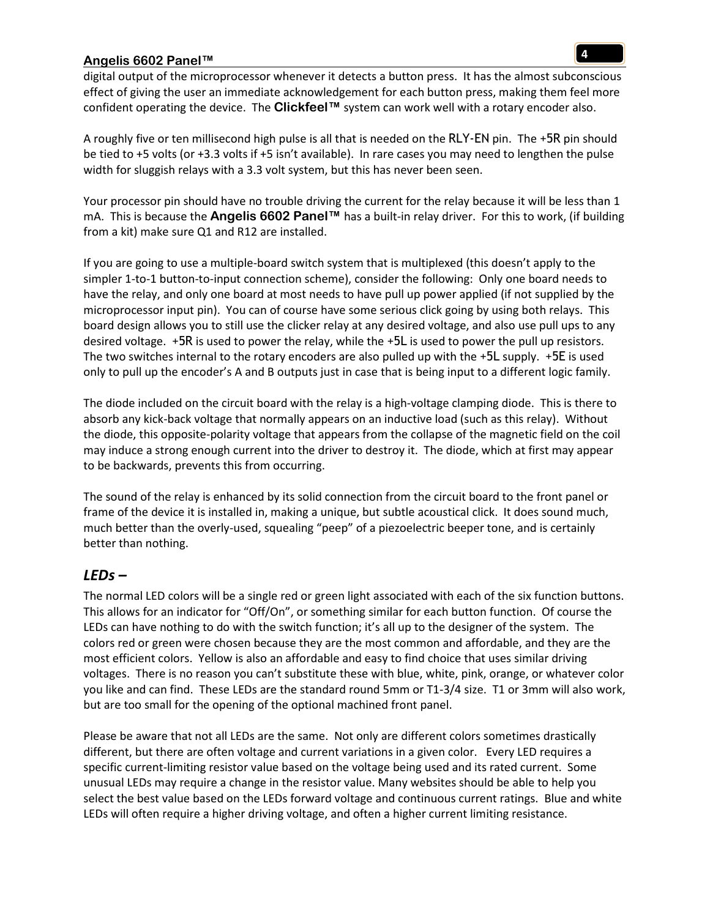digital output of the microprocessor whenever it detects a button press. It has the almost subconscious effect of giving the user an immediate acknowledgement for each button press, making them feel more confident operating the device. The **Clickfeel™** system can work well with a rotary encoder also.

A roughly five or ten millisecond high pulse is all that is needed on the RLY-EN pin. The +5R pin should be tied to +5 volts (or +3.3 volts if +5 isn't available). In rare cases you may need to lengthen the pulse width for sluggish relays with a 3.3 volt system, but this has never been seen.

Your processor pin should have no trouble driving the current for the relay because it will be less than 1 mA. This is because the **Angelis 6602 Panel™** has a built-in relay driver. For this to work, (if building from a kit) make sure Q1 and R12 are installed.

If you are going to use a multiple-board switch system that is multiplexed (this doesn't apply to the simpler 1-to-1 button-to-input connection scheme), consider the following: Only one board needs to have the relay, and only one board at most needs to have pull up power applied (if not supplied by the microprocessor input pin). You can of course have some serious click going by using both relays. This board design allows you to still use the clicker relay at any desired voltage, and also use pull ups to any desired voltage. +5R is used to power the relay, while the +5L is used to power the pull up resistors. The two switches internal to the rotary encoders are also pulled up with the +5L supply. +5E is used only to pull up the encoder's A and B outputs just in case that is being input to a different logic family.

The diode included on the circuit board with the relay is a high-voltage clamping diode. This is there to absorb any kick-back voltage that normally appears on an inductive load (such as this relay). Without the diode, this opposite-polarity voltage that appears from the collapse of the magnetic field on the coil may induce a strong enough current into the driver to destroy it. The diode, which at first may appear to be backwards, prevents this from occurring.

The sound of the relay is enhanced by its solid connection from the circuit board to the front panel or frame of the device it is installed in, making a unique, but subtle acoustical click. It does sound much, much better than the overly-used, squealing "peep" of a piezoelectric beeper tone, and is certainly better than nothing.

## *LEDs –*

The normal LED colors will be a single red or green light associated with each of the six function buttons. This allows for an indicator for "Off/On", or something similar for each button function. Of course the LEDs can have nothing to do with the switch function; it's all up to the designer of the system. The colors red or green were chosen because they are the most common and affordable, and they are the most efficient colors. Yellow is also an affordable and easy to find choice that uses similar driving voltages. There is no reason you can't substitute these with blue, white, pink, orange, or whatever color you like and can find. These LEDs are the standard round 5mm or T1-3/4 size. T1 or 3mm will also work, but are too small for the opening of the optional machined front panel.

Please be aware that not all LEDs are the same. Not only are different colors sometimes drastically different, but there are often voltage and current variations in a given color. Every LED requires a specific current-limiting resistor value based on the voltage being used and its rated current. Some unusual LEDs may require a change in the resistor value. Many websites should be able to help you select the best value based on the LEDs forward voltage and continuous current ratings. Blue and white LEDs will often require a higher driving voltage, and often a higher current limiting resistance.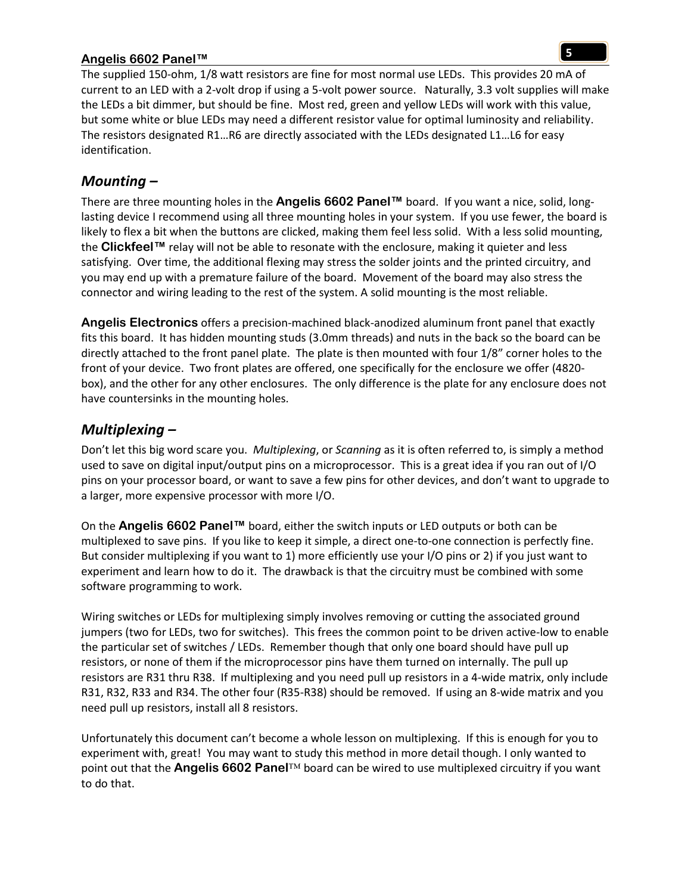The supplied 150-ohm, 1/8 watt resistors are fine for most normal use LEDs. This provides 20 mA of current to an LED with a 2-volt drop if using a 5-volt power source. Naturally, 3.3 volt supplies will make the LEDs a bit dimmer, but should be fine. Most red, green and yellow LEDs will work with this value, but some white or blue LEDs may need a different resistor value for optimal luminosity and reliability. The resistors designated R1…R6 are directly associated with the LEDs designated L1…L6 for easy identification.

## *Mounting –*

There are three mounting holes in the **Angelis 6602 Panel™** board. If you want a nice, solid, long-lasting device I recommend using all three mounting holes in your system. If you use fewer, the board is likely to flex a bit when the buttons are clicked, making them feel less solid. With a less solid mounting, the **Clickfeel™** relay will not be able to resonate with the enclosure, making it quieter and less satisfying. Over time, the additional flexing may stress the solder joints and the printed circuitry, and you may end up with a premature failure of the board. Movement of the board may also stress the connector and wiring leading to the rest of the system. A solid mounting is the most reliable.

**Angelis Electronics** offers a precision-machined black-anodized aluminum front panel that exactly fits this board. It has hidden mounting studs (3.0mm threads) and nuts in the back so the board can be directly attached to the front panel plate. The plate is then mounted with four 1/8" corner holes to the front of your device. Two front plates are offered, one specifically for the enclosure we offer (4820-box), and the other for any other enclosures. The only difference is the plate for any enclosure does not have countersinks in the mounting holes.

## *Multiplexing –*

Don't let this big word scare you. *Multiplexing*, or *Scanning* as it is often referred to, is simply a method used to save on digital input/output pins on a microprocessor. This is a great idea if you ran out of I/O pins on your processor board, or want to save a few pins for other devices, and don't want to upgrade to a larger, more expensive processor with more I/O.

On the **Angelis 6602 Panel™** board, either the switch inputs or LED outputs or both can be multiplexed to save pins. If you like to keep it simple, a direct one-to-one connection is perfectly fine. But consider multiplexing if you want to 1) more efficiently use your I/O pins or 2) if you just want to experiment and learn how to do it. The drawback is that the circuitry must be combined with some software programming to work.

Wiring switches or LEDs for multiplexing simply involves removing or cutting the associated ground jumpers (two for LEDs, two for switches). This frees the common point to be driven active-low to enable the particular set of switches / LEDs. Remember though that only one board should have pull up resistors, or none of them if the microprocessor pins have them turned on internally. The pull up resistors are R31 thru R38. If multiplexing and you need pull up resistors in a 4-wide matrix, only include R31, R32, R33 and R34. The other four (R35-R38) should be removed. If using an 8-wide matrix and you need pull up resistors, install all 8 resistors.

Unfortunately this document can't become a whole lesson on multiplexing. If this is enough for you to experiment with, great! You may want to study this method in more detail though. I only wanted to point out that the **Angelis 6602 Panel**™ board can be wired to use multiplexed circuitry if you want to do that.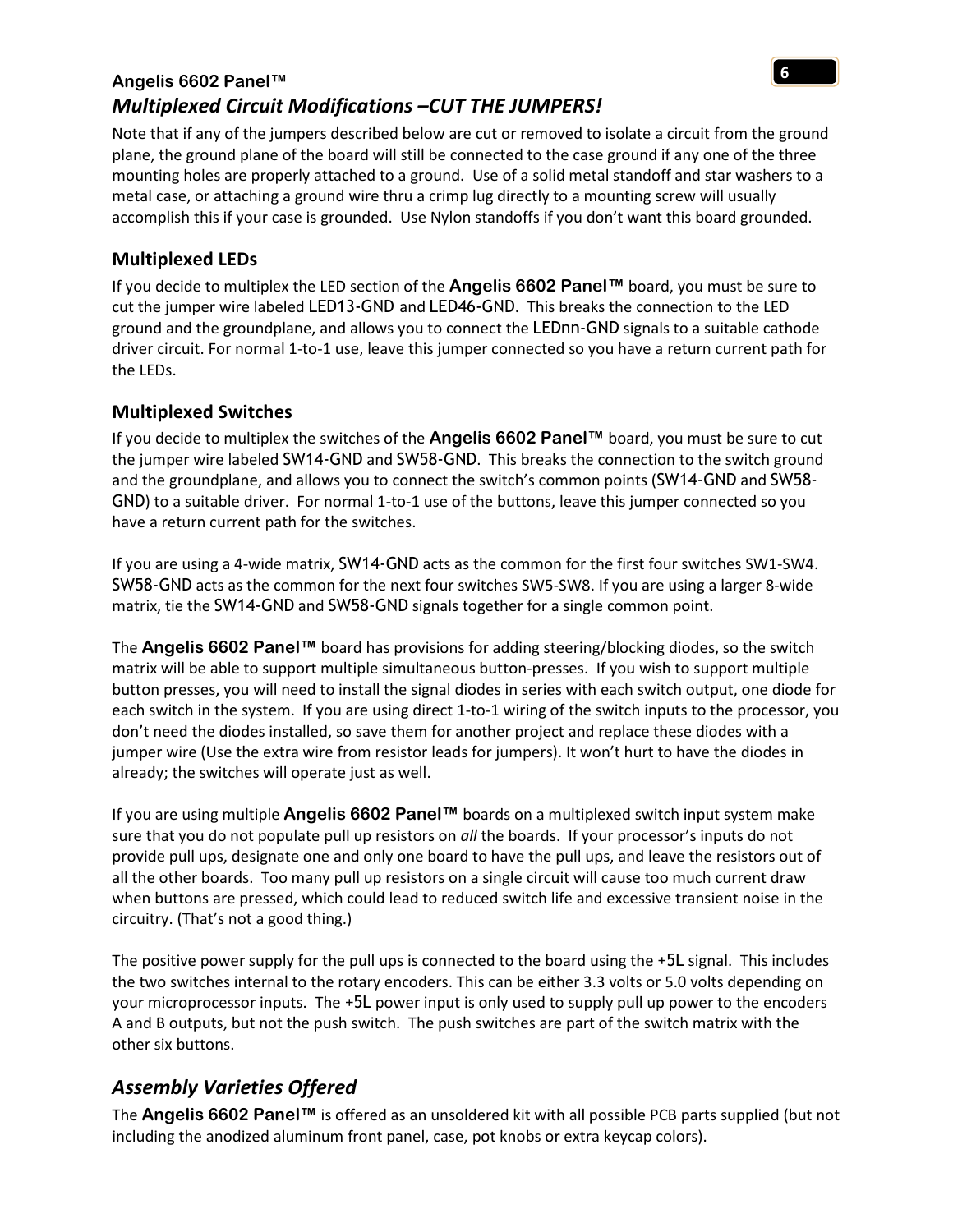## *Multiplexed Circuit Modifications –CUT THE JUMPERS!*

Note that if any of the jumpers described below are cut or removed to isolate a circuit from the ground plane, the ground plane of the board will still be connected to the case ground if any one of the three mounting holes are properly attached to a ground. Use of a solid metal standoff and star washers to a metal case, or attaching a ground wire thru a crimp lug directly to a mounting screw will usually accomplish this if your case is grounded. Use Nylon standoffs if you don't want this board grounded.

### Multiplexed LEDs

If you decide to multiplex the LED section of the **Angelis 6602 Panel™** board, you must be sure to cut the jumper wire labeled LED13-GND and LED46-GND. This breaks the connection to the LED ground and the groundplane, and allows you to connect the LEDnn-GND signals to a suitable cathode driver circuit. For normal 1-to-1 use, leave this jumper connected so you have a return current path for the LEDs.

### Multiplexed Switches

If you decide to multiplex the switches of the **Angelis 6602 Panel™** board, you must be sure to cut the jumper wire labeled SW14-GND and SW58-GND. This breaks the connection to the switch ground and the groundplane, and allows you to connect the switch's common points (SW14-GND and SW58-GND) to a suitable driver. For normal 1-to-1 use of the buttons, leave this jumper connected so you have a return current path for the switches.

If you are using a 4-wide matrix, SW14-GND acts as the common for the first four switches SW1-SW4. SW58-GND acts as the common for the next four switches SW5-SW8. If you are using a larger 8-wide matrix, tie the SW14-GND and SW58-GND signals together for a single common point.

The **Angelis 6602 Panel™** board has provisions for adding steering/blocking diodes, so the switch matrix will be able to support multiple simultaneous button-presses. If you wish to support multiple button presses, you will need to install the signal diodes in series with each switch output, one diode for each switch in the system. If you are using direct 1-to-1 wiring of the switch inputs to the processor, you don't need the diodes installed, so save them for another project and replace these diodes with a jumper wire (Use the extra wire from resistor leads for jumpers). It won't hurt to have the diodes in already; the switches will operate just as well.

If you are using multiple **Angelis 6602 Panel™** boards on a multiplexed switch input system make sure that you do not populate pull up resistors on *all* the boards. If your processor's inputs do not provide pull ups, designate one and only one board to have the pull ups, and leave the resistors out of all the other boards. Too many pull up resistors on a single circuit will cause too much current draw when buttons are pressed, which could lead to reduced switch life and excessive transient noise in the circuitry. (That's not a good thing.)

The positive power supply for the pull ups is connected to the board using the +5L signal. This includes the two switches internal to the rotary encoders. This can be either 3.3 volts or 5.0 volts depending on your microprocessor inputs. The +5L power input is only used to supply pull up power to the encoders A and B outputs, but not the push switch. The push switches are part of the switch matrix with the other six buttons.

## *Assembly Varieties Offered*

The **Angelis 6602 Panel™** is offered as an unsoldered kit with all possible PCB parts supplied (but not including the anodized aluminum front panel, case, pot knobs or extra keycap colors).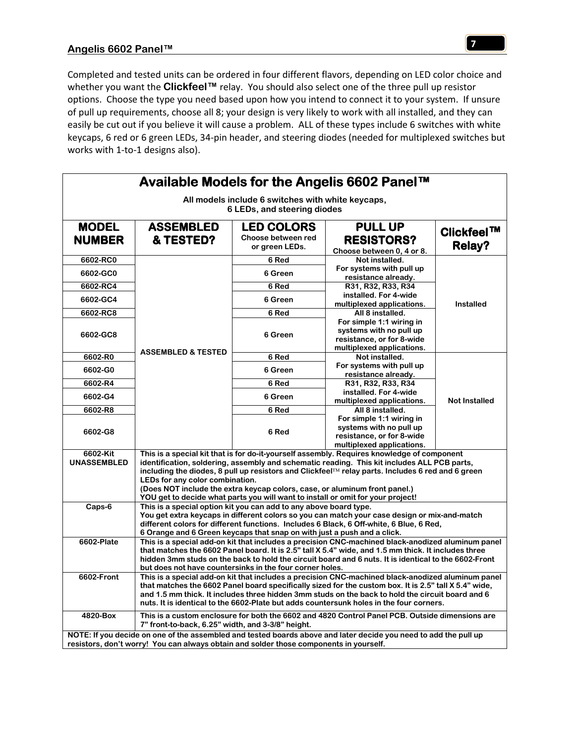Completed and tested units can be ordered in four different flavors, depending on LED color choice and whether you want the **Clickfeel™** relay. You should also select one of the three pull up resistor options. Choose the type you need based upon how you intend to connect it to your system. If unsure of pull up requirements, choose all 8; your design is very likely to work with all installed, and they can easily be cut out if you believe it will cause a problem. ALL of these types include 6 switches with white keycaps, 6 red or 6 green LEDs, 34-pin header, and steering diodes (needed for multiplexed switches but works with 1-to-1 designs also).

## Available Models for the Angelis 6602 Panel™

**All models include 6 switches with white keycaps, 6 LEDs, and steering diodes**

| MODEL NUMBER | ASSEMBLED & TESTED? | LED COLORS Choose between red or green LEDs. | PULL UP RESISTORS? Choose between 0, 4 or 8. | Clickfeel™ Relay? |
|---|---|---|---|---|
| 6602-RC0 | ASSEMBLED & TESTED | 6 Red | Not installed. For systems with pull up resistance already. | Installed |
| 6602-GC0 | | 6 Green | | |
| 6602-RC4 | | 6 Red | R31, R32, R33, R34 installed. For 4-wide multiplexed applications. | |
| 6602-GC4 | | 6 Green | | |
| 6602-RC8 | | 6 Red | All 8 installed. For simple 1:1 wiring in systems with no pull up resistance, or for 8-wide multiplexed applications. | |
| 6602-GC8 | | 6 Green | | |
| 6602-R0 | | 6 Red | Not installed. For systems with pull up resistance already. | Not Installed |
| 6602-G0 | | 6 Green | | |
| 6602-R4 | | 6 Red | R31, R32, R33, R34 installed. For 4-wide multiplexed applications. | |
| 6602-G4 | | 6 Green | | |
| 6602-R8 | | 6 Red | All 8 installed. For simple 1:1 wiring in systems with no pull up resistance, or for 8-wide multiplexed applications. | |
| 6602-G8 | | 6 Red | | |
| 6602-Kit UNASSEMBLED | This is a special kit that is for do-it-yourself assembly. Requires knowledge of component identification, soldering, assembly and schematic reading. This kit includes ALL PCB parts, including the diodes, 8 pull up resistors and Clickfeel™ relay parts. Includes 6 red and 6 green LEDs for any color combination. (Does NOT include the extra keycap colors, case, or aluminum front panel.) YOU get to decide what parts you will want to install or omit for your project! | | | |
| Caps-6 | This is a special option kit you can add to any above board type. You get extra keycaps in different colors so you can match your case design or mix-and-match different colors for different functions. Includes 6 Black, 6 Off-white, 6 Blue, 6 Red, 6 Orange and 6 Green keycaps that snap on with just a push and a click. | | | |
| 6602-Plate | This is a special add-on kit that includes a precision CNC-machined black-anodized aluminum panel that matches the 6602 Panel board. It is 2.5" tall X 5.4" wide, and 1.5 mm thick. It includes three hidden 3mm studs on the back to hold the circuit board and 6 nuts. It is identical to the 6602-Front but does not have countersinks in the four corner holes. | | | |
| 6602-Front | This is a special add-on kit that includes a precision CNC-machined black-anodized aluminum panel that matches the 6602 Panel board specifically sized for the custom box. It is 2.5" tall X 5.4" wide, and 1.5 mm thick. It includes three hidden 3mm studs on the back to hold the circuit board and 6 nuts. It is identical to the 6602-Plate but adds countersunk holes in the four corners. | | | |
| 4820-Box | This is a custom enclosure for both the 6602 and 4820 Control Panel PCB. Outside dimensions are 7" front-to-back, 6.25" width, and 3-3/8" height. | | | |

**NOTE: If you decide on one of the assembled and tested boards above and later decide you need to add the pull up resistors, don't worry! You can always obtain and solder those components in yourself.**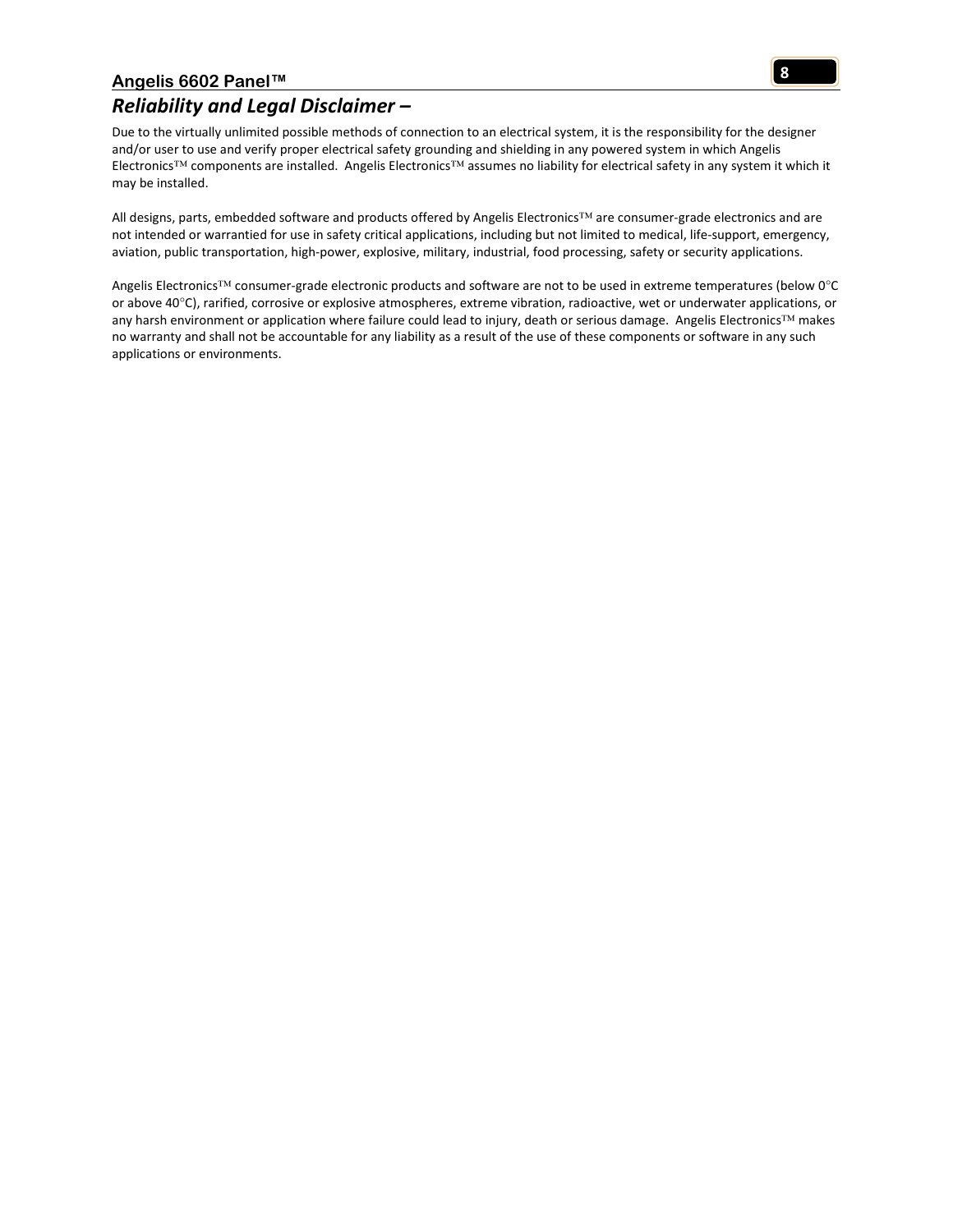## *Reliability and Legal Disclaimer –*

Due to the virtually unlimited possible methods of connection to an electrical system, it is the responsibility for the designer and/or user to use and verify proper electrical safety grounding and shielding in any powered system in which Angelis Electronics™ components are installed. Angelis Electronics™ assumes no liability for electrical safety in any system it which it may be installed.

All designs, parts, embedded software and products offered by Angelis Electronics™ are consumer-grade electronics and are not intended or warrantied for use in safety critical applications, including but not limited to medical, life-support, emergency, aviation, public transportation, high-power, explosive, military, industrial, food processing, safety or security applications.

Angelis Electronics™ consumer-grade electronic products and software are not to be used in extreme temperatures (below 0°C or above 40°C), rarified, corrosive or explosive atmospheres, extreme vibration, radioactive, wet or underwater applications, or any harsh environment or application where failure could lead to injury, death or serious damage. Angelis Electronics™ makes no warranty and shall not be accountable for any liability as a result of the use of these components or software in any such applications or environments.